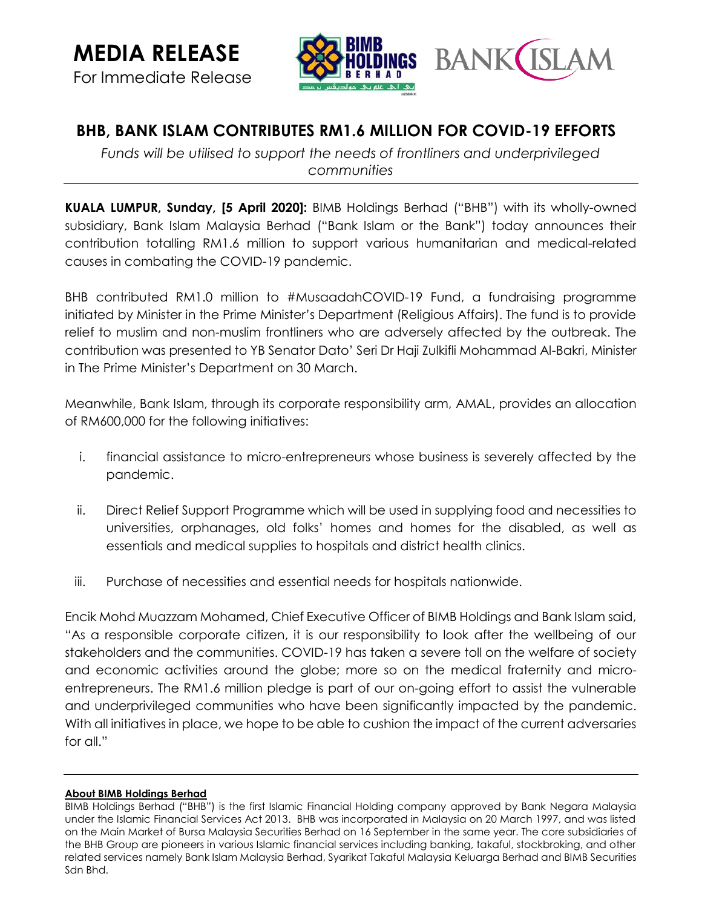# MEDIA RELEASE

For Immediate Release

## BHB, BANK ISLAM CONTRIBUTES RM1.6 MILLION FOR COVID-19 EFFORTS

*Funds will be utilised to support the needs of frontliners and underprivileged communities*

**KUALA LUMPUR, Sunday, [5 April 2020]:** BIMB Holdings Berhad ("BHB") with its wholly-owned subsidiary, Bank Islam Malaysia Berhad ("Bank Islam or the Bank") today announces their contribution totalling RM1.6 million to support various humanitarian and medical-related causes in combating the COVID-19 pandemic.

BHB contributed RM1.0 million to #MusaadahCOVID-19 Fund, a fundraising programme initiated by Minister in the Prime Minister's Department (Religious Affairs). The fund is to provide relief to muslim and non-muslim frontliners who are adversely affected by the outbreak. The contribution was presented to YB Senator Dato' Seri Dr Haji Zulkifli Mohammad Al-Bakri, Minister in The Prime Minister's Department on 30 March.

Meanwhile, Bank Islam, through its corporate responsibility arm, AMAL, provides an allocation of RM600,000 for the following initiatives:

i. financial assistance to micro-entrepreneurs whose business is severely affected by the pandemic.

ii. Direct Relief Support Programme which will be used in supplying food and necessities to universities, orphanages, old folks' homes and homes for the disabled, as well as essentials and medical supplies to hospitals and district health clinics.

iii. Purchase of necessities and essential needs for hospitals nationwide.

Encik Mohd Muazzam Mohamed, Chief Executive Officer of BIMB Holdings and Bank Islam said, "As a responsible corporate citizen, it is our responsibility to look after the wellbeing of our stakeholders and the communities. COVID-19 has taken a severe toll on the welfare of society and economic activities around the globe; more so on the medical fraternity and micro-entrepreneurs. The RM1.6 million pledge is part of our on-going effort to assist the vulnerable and underprivileged communities who have been significantly impacted by the pandemic. With all initiatives in place, we hope to be able to cushion the impact of the current adversaries for all."

**About BIMB Holdings Berhad**

BIMB Holdings Berhad ("BHB") is the first Islamic Financial Holding company approved by Bank Negara Malaysia under the Islamic Financial Services Act 2013. BHB was incorporated in Malaysia on 20 March 1997, and was listed on the Main Market of Bursa Malaysia Securities Berhad on 16 September in the same year. The core subsidiaries of the BHB Group are pioneers in various Islamic financial services including banking, takaful, stockbroking, and other related services namely Bank Islam Malaysia Berhad, Syarikat Takaful Malaysia Keluarga Berhad and BIMB Securities Sdn Bhd.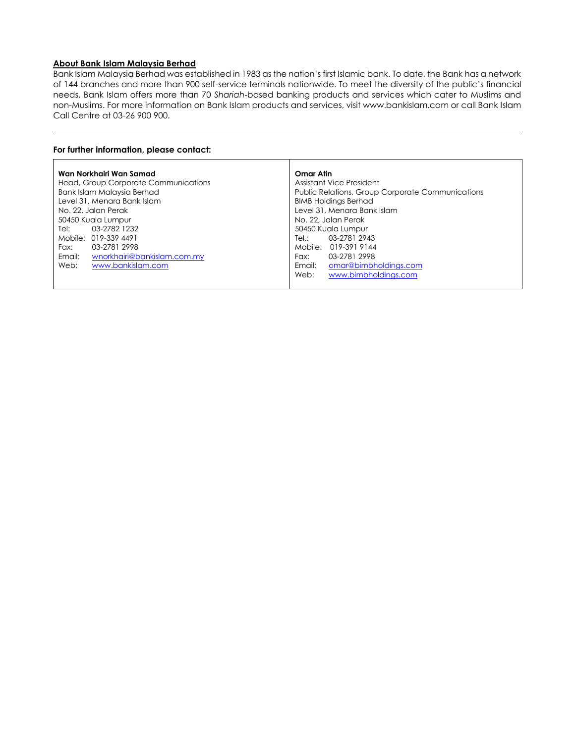**About Bank Islam Malaysia Berhad**

Bank Islam Malaysia Berhad was established in 1983 as the nation's first Islamic bank. To date, the Bank has a network of 144 branches and more than 900 self-service terminals nationwide. To meet the diversity of the public's financial needs, Bank Islam offers more than 70 *Shariah*-based banking products and services which cater to Muslims and non-Muslims. For more information on Bank Islam products and services, visit www.bankislam.com or call Bank Islam Call Centre at 03-26 900 900.

---

**For further information, please contact:**

| | |
|---|---|
| **Wan Norkhairi Wan Samad**<br>Head, Group Corporate Communications<br>Bank Islam Malaysia Berhad<br>Level 31, Menara Bank Islam<br>No. 22, Jalan Perak<br>50450 Kuala Lumpur<br>Tel: 03-2782 1232<br>Mobile: 019-339 4491<br>Fax: 03-2781 2998<br>Email: wnorkhairi@bankislam.com.my<br>Web: www.bankislam.com | **Omar Atin**<br>Assistant Vice President<br>Public Relations, Group Corporate Communications<br>BIMB Holdings Berhad<br>Level 31, Menara Bank Islam<br>No. 22, Jalan Perak<br>50450 Kuala Lumpur<br>Tel.: 03-2781 2943<br>Mobile: 019-391 9144<br>Fax: 03-2781 2998<br>Email: omar@bimbholdings.com<br>Web: www.bimbholdings.com |